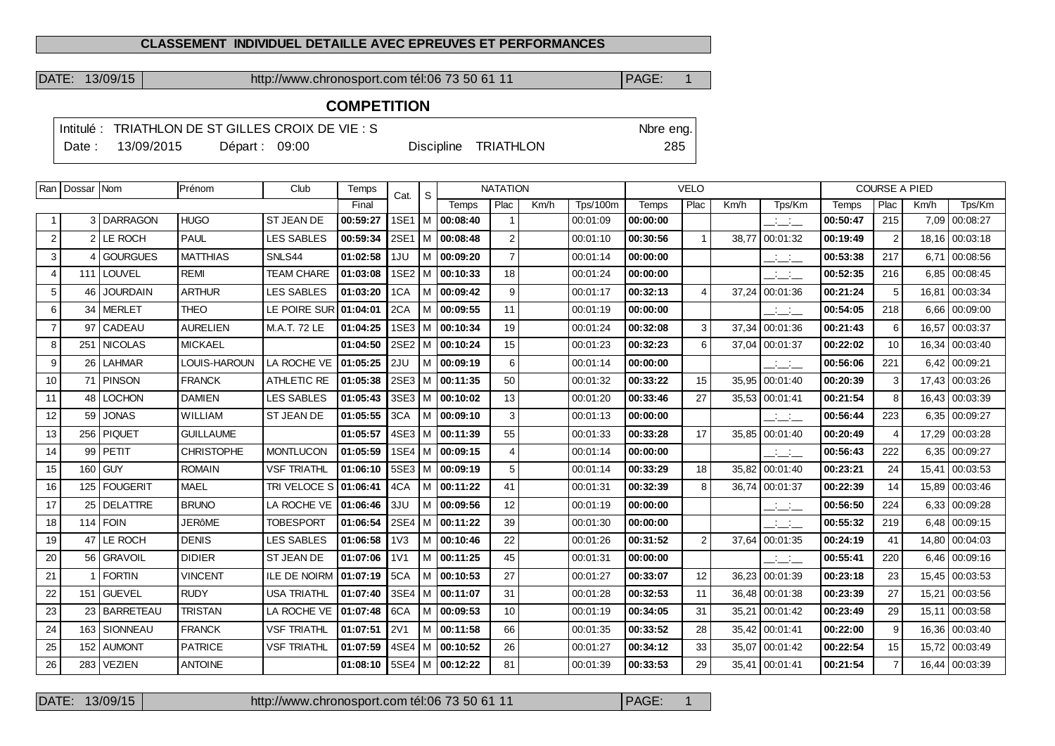**CLASSEMENT INDIVIDUEL DETAILLE AVEC EPREUVES ET PERFORMANCES**

DATE: 13/09/15 | http://www.chronosport.com tél:06 73 50 61 11 | PAGE: 1

## COMPETITION

Intitulé : TRIATHLON DE ST GILLES CROIX DE VIE : S — Nbre eng. 285

Date : 13/09/2015 — Départ : 09:00 — Discipline TRIATHLON

| Ran | Dossar | Nom | Prénom | Club | Temps | Cat. | S | NATATION | | | | VELO | | | | COURSE A PIED | | | |
|---|---|---|---|---|---|---|---|---|---|---|---|---|---|---|---|---|---|---|---|
| | | | | | Final | | | Temps | Plac | Km/h | Tps/100m | Temps | Plac | Km/h | Tps/Km | Temps | Plac | Km/h | Tps/Km |
| 1 | 3 | DARRAGON | HUGO | ST JEAN DE | 00:59:27 | 1SE1 | M | 00:08:40 | 1 | | 00:01:09 | 00:00:00 | | | __:__:__ | 00:50:47 | 215 | 7,09 | 00:08:27 |
| 2 | 2 | LE ROCH | PAUL | LES SABLES | 00:59:34 | 2SE1 | M | 00:08:48 | 2 | | 00:01:10 | 00:30:56 | 1 | 38,77 | 00:01:32 | 00:19:49 | 2 | 18,16 | 00:03:18 |
| 3 | 4 | GOURGUES | MATTHIAS | SNLS44 | 01:02:58 | 1JU | M | 00:09:20 | 7 | | 00:01:14 | 00:00:00 | | | __:__:__ | 00:53:38 | 217 | 6,71 | 00:08:56 |
| 4 | 111 | LOUVEL | REMI | TEAM CHARE | 01:03:08 | 1SE2 | M | 00:10:33 | 18 | | 00:01:24 | 00:00:00 | | | __:__:__ | 00:52:35 | 216 | 6,85 | 00:08:45 |
| 5 | 46 | JOURDAIN | ARTHUR | LES SABLES | 01:03:20 | 1CA | M | 00:09:42 | 9 | | 00:01:17 | 00:32:13 | 4 | 37,24 | 00:01:36 | 00:21:24 | 5 | 16,81 | 00:03:34 |
| 6 | 34 | MERLET | THEO | LE POIRE SUR | 01:04:01 | 2CA | M | 00:09:55 | 11 | | 00:01:19 | 00:00:00 | | | __:__:__ | 00:54:05 | 218 | 6,66 | 00:09:00 |
| 7 | 97 | CADEAU | AURELIEN | M.A.T. 72 LE | 01:04:25 | 1SE3 | M | 00:10:34 | 19 | | 00:01:24 | 00:32:08 | 3 | 37,34 | 00:01:36 | 00:21:43 | 6 | 16,57 | 00:03:37 |
| 8 | 251 | NICOLAS | MICKAEL | | 01:04:50 | 2SE2 | M | 00:10:24 | 15 | | 00:01:23 | 00:32:23 | 6 | 37,04 | 00:01:37 | 00:22:02 | 10 | 16,34 | 00:03:40 |
| 9 | 26 | LAHMAR | LOUIS-HAROUN | LA ROCHE VE | 01:05:25 | 2JU | M | 00:09:19 | 6 | | 00:01:14 | 00:00:00 | | | __:__:__ | 00:56:06 | 221 | 6,42 | 00:09:21 |
| 10 | 71 | PINSON | FRANCK | ATHLETIC RE | 01:05:38 | 2SE3 | M | 00:11:35 | 50 | | 00:01:32 | 00:33:22 | 15 | 35,95 | 00:01:40 | 00:20:39 | 3 | 17,43 | 00:03:26 |
| 11 | 48 | LOCHON | DAMIEN | LES SABLES | 01:05:43 | 3SE3 | M | 00:10:02 | 13 | | 00:01:20 | 00:33:46 | 27 | 35,53 | 00:01:41 | 00:21:54 | 8 | 16,43 | 00:03:39 |
| 12 | 59 | JONAS | WILLIAM | ST JEAN DE | 01:05:55 | 3CA | M | 00:09:10 | 3 | | 00:01:13 | 00:00:00 | | | __:__:__ | 00:56:44 | 223 | 6,35 | 00:09:27 |
| 13 | 256 | PIQUET | GUILLAUME | | 01:05:57 | 4SE3 | M | 00:11:39 | 55 | | 00:01:33 | 00:33:28 | 17 | 35,85 | 00:01:40 | 00:20:49 | 4 | 17,29 | 00:03:28 |
| 14 | 99 | PETIT | CHRISTOPHE | MONTLUCON | 01:05:59 | 1SE4 | M | 00:09:15 | 4 | | 00:01:14 | 00:00:00 | | | __:__:__ | 00:56:43 | 222 | 6,35 | 00:09:27 |
| 15 | 160 | GUY | ROMAIN | VSF TRIATHL | 01:06:10 | 5SE3 | M | 00:09:19 | 5 | | 00:01:14 | 00:33:29 | 18 | 35,82 | 00:01:40 | 00:23:21 | 24 | 15,41 | 00:03:53 |
| 16 | 125 | FOUGERIT | MAEL | TRI VELOCE S | 01:06:41 | 4CA | M | 00:11:22 | 41 | | 00:01:31 | 00:32:39 | 8 | 36,74 | 00:01:37 | 00:22:39 | 14 | 15,89 | 00:03:46 |
| 17 | 25 | DELATTRE | BRUNO | LA ROCHE VE | 01:06:46 | 3JU | M | 00:09:56 | 12 | | 00:01:19 | 00:00:00 | | | __:__:__ | 00:56:50 | 224 | 6,33 | 00:09:28 |
| 18 | 114 | FOIN | JERôME | TOBESPORT | 01:06:54 | 2SE4 | M | 00:11:22 | 39 | | 00:01:30 | 00:00:00 | | | __:__:__ | 00:55:32 | 219 | 6,48 | 00:09:15 |
| 19 | 47 | LE ROCH | DENIS | LES SABLES | 01:06:58 | 1V3 | M | 00:10:46 | 22 | | 00:01:26 | 00:31:52 | 2 | 37,64 | 00:01:35 | 00:24:19 | 41 | 14,80 | 00:04:03 |
| 20 | 56 | GRAVOIL | DIDIER | ST JEAN DE | 01:07:06 | 1V1 | M | 00:11:25 | 45 | | 00:01:31 | 00:00:00 | | | __:__:__ | 00:55:41 | 220 | 6,46 | 00:09:16 |
| 21 | 1 | FORTIN | VINCENT | ILE DE NOIRM | 01:07:19 | 5CA | M | 00:10:53 | 27 | | 00:01:27 | 00:33:07 | 12 | 36,23 | 00:01:39 | 00:23:18 | 23 | 15,45 | 00:03:53 |
| 22 | 151 | GUEVEL | RUDY | USA TRIATHL | 01:07:40 | 3SE4 | M | 00:11:07 | 31 | | 00:01:28 | 00:32:53 | 11 | 36,48 | 00:01:38 | 00:23:39 | 27 | 15,21 | 00:03:56 |
| 23 | 23 | BARRETEAU | TRISTAN | LA ROCHE VE | 01:07:48 | 6CA | M | 00:09:53 | 10 | | 00:01:19 | 00:34:05 | 31 | 35,21 | 00:01:42 | 00:23:49 | 29 | 15,11 | 00:03:58 |
| 24 | 163 | SIONNEAU | FRANCK | VSF TRIATHL | 01:07:51 | 2V1 | M | 00:11:58 | 66 | | 00:01:35 | 00:33:52 | 28 | 35,42 | 00:01:41 | 00:22:00 | 9 | 16,36 | 00:03:40 |
| 25 | 152 | AUMONT | PATRICE | VSF TRIATHL | 01:07:59 | 4SE4 | M | 00:10:52 | 26 | | 00:01:27 | 00:34:12 | 33 | 35,07 | 00:01:42 | 00:22:54 | 15 | 15,72 | 00:03:49 |
| 26 | 283 | VEZIEN | ANTOINE | | 01:08:10 | 5SE4 | M | 00:12:22 | 81 | | 00:01:39 | 00:33:53 | 29 | 35,41 | 00:01:41 | 00:21:54 | 7 | 16,44 | 00:03:39 |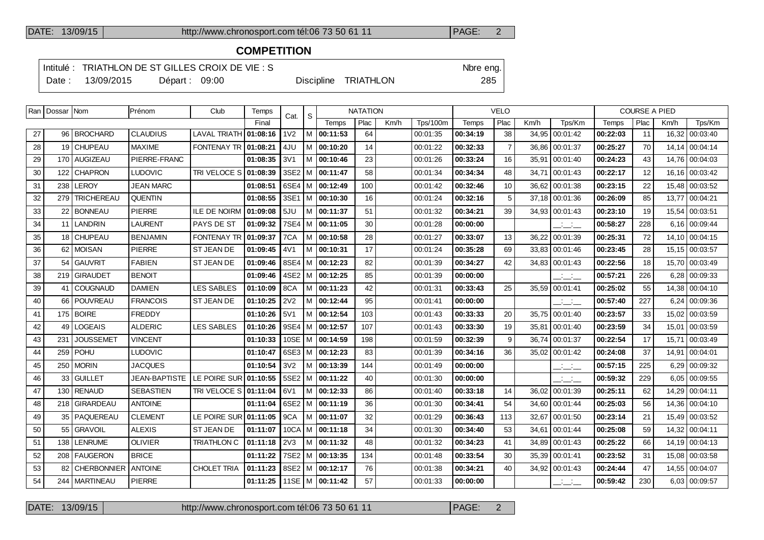## COMPETITION

Intitulé : TRIATHLON DE ST GILLES CROIX DE VIE : S — Nbre eng. 285

Date : 13/09/2015 Départ : 09:00 Discipline TRIATHLON

| Ran | Dossar | Nom | Prénom | Club | Temps | Cat. | S | NATATION | | | | VELO | | | | COURSE A PIED | | | |
|---|---|---|---|---|---|---|---|---|---|---|---|---|---|---|---|---|---|---|---|
| | | | | | Final | | | Temps | Plac | Km/h | Tps/100m | Temps | Plac | Km/h | Tps/Km | Temps | Plac | Km/h | Tps/Km |
| 27 | 96 | BROCHARD | CLAUDIUS | LAVAL TRIATH | 01:08:16 | 1V2 | M | 00:11:53 | 64 | | 00:01:35 | 00:34:19 | 38 | 34,95 | 00:01:42 | 00:22:03 | 11 | 16,32 | 00:03:40 |
| 28 | 19 | CHUPEAU | MAXIME | FONTENAY TR | 01:08:21 | 4JU | M | 00:10:20 | 14 | | 00:01:22 | 00:32:33 | 7 | 36,86 | 00:01:37 | 00:25:27 | 70 | 14,14 | 00:04:14 |
| 29 | 170 | AUGIZEAU | PIERRE-FRANC | | 01:08:35 | 3V1 | M | 00:10:46 | 23 | | 00:01:26 | 00:33:24 | 16 | 35,91 | 00:01:40 | 00:24:23 | 43 | 14,76 | 00:04:03 |
| 30 | 122 | CHAPRON | LUDOVIC | TRI VELOCE S | 01:08:39 | 3SE2 | M | 00:11:47 | 58 | | 00:01:34 | 00:34:34 | 48 | 34,71 | 00:01:43 | 00:22:17 | 12 | 16,16 | 00:03:42 |
| 31 | 238 | LEROY | JEAN MARC | | 01:08:51 | 6SE4 | M | 00:12:49 | 100 | | 00:01:42 | 00:32:46 | 10 | 36,62 | 00:01:38 | 00:23:15 | 22 | 15,48 | 00:03:52 |
| 32 | 279 | TRICHEREAU | QUENTIN | | 01:08:55 | 3SE1 | M | 00:10:30 | 16 | | 00:01:24 | 00:32:16 | 5 | 37,18 | 00:01:36 | 00:26:09 | 85 | 13,77 | 00:04:21 |
| 33 | 22 | BONNEAU | PIERRE | ILE DE NOIRM | 01:09:08 | 5JU | M | 00:11:37 | 51 | | 00:01:32 | 00:34:21 | 39 | 34,93 | 00:01:43 | 00:23:10 | 19 | 15,54 | 00:03:51 |
| 34 | 11 | LANDRIN | LAURENT | PAYS DE ST | 01:09:32 | 7SE4 | M | 00:11:05 | 30 | | 00:01:28 | 00:00:00 | | | __:__:__ | 00:58:27 | 228 | 6,16 | 00:09:44 |
| 35 | 18 | CHUPEAU | BENJAMIN | FONTENAY TR | 01:09:37 | 7CA | M | 00:10:58 | 28 | | 00:01:27 | 00:33:07 | 13 | 36,22 | 00:01:39 | 00:25:31 | 72 | 14,10 | 00:04:15 |
| 36 | 62 | MOISAN | PIERRE | ST JEAN DE | 01:09:45 | 4V1 | M | 00:10:31 | 17 | | 00:01:24 | 00:35:28 | 69 | 33,83 | 00:01:46 | 00:23:45 | 28 | 15,15 | 00:03:57 |
| 37 | 54 | GAUVRIT | FABIEN | ST JEAN DE | 01:09:46 | 8SE4 | M | 00:12:23 | 82 | | 00:01:39 | 00:34:27 | 42 | 34,83 | 00:01:43 | 00:22:56 | 18 | 15,70 | 00:03:49 |
| 38 | 219 | GIRAUDET | BENOIT | | 01:09:46 | 4SE2 | M | 00:12:25 | 85 | | 00:01:39 | 00:00:00 | | | __:__:__ | 00:57:21 | 226 | 6,28 | 00:09:33 |
| 39 | 41 | COUGNAUD | DAMIEN | LES SABLES | 01:10:09 | 8CA | M | 00:11:23 | 42 | | 00:01:31 | 00:33:43 | 25 | 35,59 | 00:01:41 | 00:25:02 | 55 | 14,38 | 00:04:10 |
| 40 | 66 | POUVREAU | FRANCOIS | ST JEAN DE | 01:10:25 | 2V2 | M | 00:12:44 | 95 | | 00:01:41 | 00:00:00 | | | __:__:__ | 00:57:40 | 227 | 6,24 | 00:09:36 |
| 41 | 175 | BOIRE | FREDDY | | 01:10:26 | 5V1 | M | 00:12:54 | 103 | | 00:01:43 | 00:33:33 | 20 | 35,75 | 00:01:40 | 00:23:57 | 33 | 15,02 | 00:03:59 |
| 42 | 49 | LOGEAIS | ALDERIC | LES SABLES | 01:10:26 | 9SE4 | M | 00:12:57 | 107 | | 00:01:43 | 00:33:30 | 19 | 35,81 | 00:01:40 | 00:23:59 | 34 | 15,01 | 00:03:59 |
| 43 | 231 | JOUSSEMET | VINCENT | | 01:10:33 | 10SE | M | 00:14:59 | 198 | | 00:01:59 | 00:32:39 | 9 | 36,74 | 00:01:37 | 00:22:54 | 17 | 15,71 | 00:03:49 |
| 44 | 259 | POHU | LUDOVIC | | 01:10:47 | 6SE3 | M | 00:12:23 | 83 | | 00:01:39 | 00:34:16 | 36 | 35,02 | 00:01:42 | 00:24:08 | 37 | 14,91 | 00:04:01 |
| 45 | 250 | MORIN | JACQUES | | 01:10:54 | 3V2 | M | 00:13:39 | 144 | | 00:01:49 | 00:00:00 | | | __:__:__ | 00:57:15 | 225 | 6,29 | 00:09:32 |
| 46 | 33 | GUILLET | JEAN-BAPTISTE | LE POIRE SUR | 01:10:55 | 5SE2 | M | 00:11:22 | 40 | | 00:01:30 | 00:00:00 | | | __:__:__ | 00:59:32 | 229 | 6,05 | 00:09:55 |
| 47 | 130 | RENAUD | SEBASTIEN | TRI VELOCE S | 01:11:04 | 6V1 | M | 00:12:33 | 86 | | 00:01:40 | 00:33:18 | 14 | 36,02 | 00:01:39 | 00:25:11 | 62 | 14,29 | 00:04:11 |
| 48 | 218 | GIRARDEAU | ANTOINE | | 01:11:04 | 6SE2 | M | 00:11:19 | 36 | | 00:01:30 | 00:34:41 | 54 | 34,60 | 00:01:44 | 00:25:03 | 56 | 14,36 | 00:04:10 |
| 49 | 35 | PAQUEREAU | CLEMENT | LE POIRE SUR | 01:11:05 | 9CA | M | 00:11:07 | 32 | | 00:01:29 | 00:36:43 | 113 | 32,67 | 00:01:50 | 00:23:14 | 21 | 15,49 | 00:03:52 |
| 50 | 55 | GRAVOIL | ALEXIS | ST JEAN DE | 01:11:07 | 10CA | M | 00:11:18 | 34 | | 00:01:30 | 00:34:40 | 53 | 34,61 | 00:01:44 | 00:25:08 | 59 | 14,32 | 00:04:11 |
| 51 | 138 | LENRUME | OLIVIER | TRIATHLON C | 01:11:18 | 2V3 | M | 00:11:32 | 48 | | 00:01:32 | 00:34:23 | 41 | 34,89 | 00:01:43 | 00:25:22 | 66 | 14,19 | 00:04:13 |
| 52 | 208 | FAUGERON | BRICE | | 01:11:22 | 7SE2 | M | 00:13:35 | 134 | | 00:01:48 | 00:33:54 | 30 | 35,39 | 00:01:41 | 00:23:52 | 31 | 15,08 | 00:03:58 |
| 53 | 82 | CHERBONNIER | ANTOINE | CHOLET TRIA | 01:11:23 | 8SE2 | M | 00:12:17 | 76 | | 00:01:38 | 00:34:21 | 40 | 34,92 | 00:01:43 | 00:24:44 | 47 | 14,55 | 00:04:07 |
| 54 | 244 | MARTINEAU | PIERRE | | 01:11:25 | 11SE | M | 00:11:42 | 57 | | 00:01:33 | 00:00:00 | | | __:__:__ | 00:59:42 | 230 | 6,03 | 00:09:57 |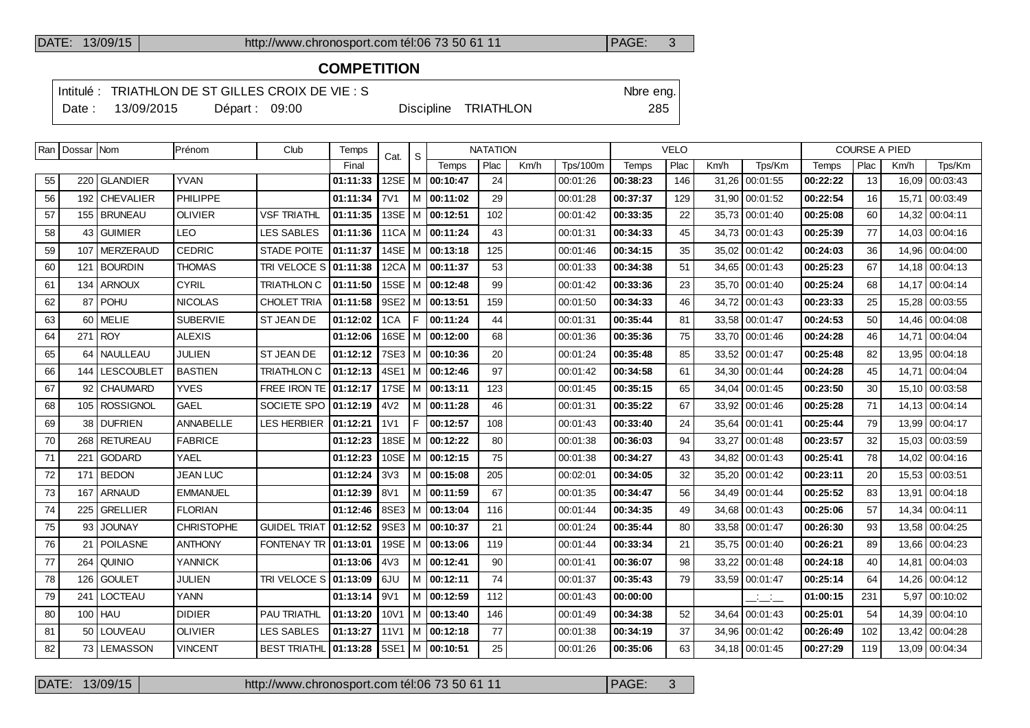## COMPETITION

Intitulé : TRIATHLON DE ST GILLES CROIX DE VIE : S  Nbre eng.
Date : 13/09/2015  Départ : 09:00  Discipline TRIATHLON  285

| Ran | Dossar | Nom | Prénom | Club | Temps | Cat. | S | NATATION | | | | VELO | | | | COURSE A PIED | | | |
|---|---|---|---|---|---|---|---|---|---|---|---|---|---|---|---|---|---|---|---|
| | | | | | Final | | | Temps | Plac | Km/h | Tps/100m | Temps | Plac | Km/h | Tps/Km | Temps | Plac | Km/h | Tps/Km |
| 55 | 220 | GLANDIER | YVAN | | **01:11:33** | 12SE | M | **00:10:47** | 24 | | 00:01:26 | **00:38:23** | 146 | 31,26 | 00:01:55 | **00:22:22** | 13 | 16,09 | 00:03:43 |
| 56 | 192 | CHEVALIER | PHILIPPE | | **01:11:34** | 7V1 | M | **00:11:02** | 29 | | 00:01:28 | **00:37:37** | 129 | 31,90 | 00:01:52 | **00:22:54** | 16 | 15,71 | 00:03:49 |
| 57 | 155 | BRUNEAU | OLIVIER | VSF TRIATHL | **01:11:35** | 13SE | M | **00:12:51** | 102 | | 00:01:42 | **00:33:35** | 22 | 35,73 | 00:01:40 | **00:25:08** | 60 | 14,32 | 00:04:11 |
| 58 | 43 | GUIMIER | LEO | LES SABLES | **01:11:36** | 11CA | M | **00:11:24** | 43 | | 00:01:31 | **00:34:33** | 45 | 34,73 | 00:01:43 | **00:25:39** | 77 | 14,03 | 00:04:16 |
| 59 | 107 | MERZERAUD | CEDRIC | STADE POITE | **01:11:37** | 14SE | M | **00:13:18** | 125 | | 00:01:46 | **00:34:15** | 35 | 35,02 | 00:01:42 | **00:24:03** | 36 | 14,96 | 00:04:00 |
| 60 | 121 | BOURDIN | THOMAS | TRI VELOCE S | **01:11:38** | 12CA | M | **00:11:37** | 53 | | 00:01:33 | **00:34:38** | 51 | 34,65 | 00:01:43 | **00:25:23** | 67 | 14,18 | 00:04:13 |
| 61 | 134 | ARNOUX | CYRIL | TRIATHLON C | **01:11:50** | 15SE | M | **00:12:48** | 99 | | 00:01:42 | **00:33:36** | 23 | 35,70 | 00:01:40 | **00:25:24** | 68 | 14,17 | 00:04:14 |
| 62 | 87 | POHU | NICOLAS | CHOLET TRIA | **01:11:58** | 9SE2 | M | **00:13:51** | 159 | | 00:01:50 | **00:34:33** | 46 | 34,72 | 00:01:43 | **00:23:33** | 25 | 15,28 | 00:03:55 |
| 63 | 60 | MELIE | SUBERVIE | ST JEAN DE | **01:12:02** | 1CA | F | **00:11:24** | 44 | | 00:01:31 | **00:35:44** | 81 | 33,58 | 00:01:47 | **00:24:53** | 50 | 14,46 | 00:04:08 |
| 64 | 271 | ROY | ALEXIS | | **01:12:06** | 16SE | M | **00:12:00** | 68 | | 00:01:36 | **00:35:36** | 75 | 33,70 | 00:01:46 | **00:24:28** | 46 | 14,71 | 00:04:04 |
| 65 | 64 | NAULLEAU | JULIEN | ST JEAN DE | **01:12:12** | 7SE3 | M | **00:10:36** | 20 | | 00:01:24 | **00:35:48** | 85 | 33,52 | 00:01:47 | **00:25:48** | 82 | 13,95 | 00:04:18 |
| 66 | 144 | LESCOUBLET | BASTIEN | TRIATHLON C | **01:12:13** | 4SE1 | M | **00:12:46** | 97 | | 00:01:42 | **00:34:58** | 61 | 34,30 | 00:01:44 | **00:24:28** | 45 | 14,71 | 00:04:04 |
| 67 | 92 | CHAUMARD | YVES | FREE IRON TE | **01:12:17** | 17SE | M | **00:13:11** | 123 | | 00:01:45 | **00:35:15** | 65 | 34,04 | 00:01:45 | **00:23:50** | 30 | 15,10 | 00:03:58 |
| 68 | 105 | ROSSIGNOL | GAEL | SOCIETE SPO | **01:12:19** | 4V2 | M | **00:11:28** | 46 | | 00:01:31 | **00:35:22** | 67 | 33,92 | 00:01:46 | **00:25:28** | 71 | 14,13 | 00:04:14 |
| 69 | 38 | DUFRIEN | ANNABELLE | LES HERBIER | **01:12:21** | 1V1 | F | **00:12:57** | 108 | | 00:01:43 | **00:33:40** | 24 | 35,64 | 00:01:41 | **00:25:44** | 79 | 13,99 | 00:04:17 |
| 70 | 268 | RETUREAU | FABRICE | | **01:12:23** | 18SE | M | **00:12:22** | 80 | | 00:01:38 | **00:36:03** | 94 | 33,27 | 00:01:48 | **00:23:57** | 32 | 15,03 | 00:03:59 |
| 71 | 221 | GODARD | YAEL | | **01:12:23** | 10SE | M | **00:12:15** | 75 | | 00:01:38 | **00:34:27** | 43 | 34,82 | 00:01:43 | **00:25:41** | 78 | 14,02 | 00:04:16 |
| 72 | 171 | BEDON | JEAN LUC | | **01:12:24** | 3V3 | M | **00:15:08** | 205 | | 00:02:01 | **00:34:05** | 32 | 35,20 | 00:01:42 | **00:23:11** | 20 | 15,53 | 00:03:51 |
| 73 | 167 | ARNAUD | EMMANUEL | | **01:12:39** | 8V1 | M | **00:11:59** | 67 | | 00:01:35 | **00:34:47** | 56 | 34,49 | 00:01:44 | **00:25:52** | 83 | 13,91 | 00:04:18 |
| 74 | 225 | GRELLIER | FLORIAN | | **01:12:46** | 8SE3 | M | **00:13:04** | 116 | | 00:01:44 | **00:34:35** | 49 | 34,68 | 00:01:43 | **00:25:06** | 57 | 14,34 | 00:04:11 |
| 75 | 93 | JOUNAY | CHRISTOPHE | GUIDEL TRIAT | **01:12:52** | 9SE3 | M | **00:10:37** | 21 | | 00:01:24 | **00:35:44** | 80 | 33,58 | 00:01:47 | **00:26:30** | 93 | 13,58 | 00:04:25 |
| 76 | 21 | POILASNE | ANTHONY | FONTENAY TR | **01:13:01** | 19SE | M | **00:13:06** | 119 | | 00:01:44 | **00:33:34** | 21 | 35,75 | 00:01:40 | **00:26:21** | 89 | 13,66 | 00:04:23 |
| 77 | 264 | QUINIO | YANNICK | | **01:13:06** | 4V3 | M | **00:12:41** | 90 | | 00:01:41 | **00:36:07** | 98 | 33,22 | 00:01:48 | **00:24:18** | 40 | 14,81 | 00:04:03 |
| 78 | 126 | GOULET | JULIEN | TRI VELOCE S | **01:13:09** | 6JU | M | **00:12:11** | 74 | | 00:01:37 | **00:35:43** | 79 | 33,59 | 00:01:47 | **00:25:14** | 64 | 14,26 | 00:04:12 |
| 79 | 241 | LOCTEAU | YANN | | **01:13:14** | 9V1 | M | **00:12:59** | 112 | | 00:01:43 | **00:00:00** | | | __:__:__ | **01:00:15** | 231 | 5,97 | 00:10:02 |
| 80 | 100 | HAU | DIDIER | PAU TRIATHL | **01:13:20** | 10V1 | M | **00:13:40** | 146 | | 00:01:49 | **00:34:38** | 52 | 34,64 | 00:01:43 | **00:25:01** | 54 | 14,39 | 00:04:10 |
| 81 | 50 | LOUVEAU | OLIVIER | LES SABLES | **01:13:27** | 11V1 | M | **00:12:18** | 77 | | 00:01:38 | **00:34:19** | 37 | 34,96 | 00:01:42 | **00:26:49** | 102 | 13,42 | 00:04:28 |
| 82 | 73 | LEMASSON | VINCENT | BEST TRIATHL | **01:13:28** | 5SE1 | M | **00:10:51** | 25 | | 00:01:26 | **00:35:06** | 63 | 34,18 | 00:01:45 | **00:27:29** | 119 | 13,09 | 00:04:34 |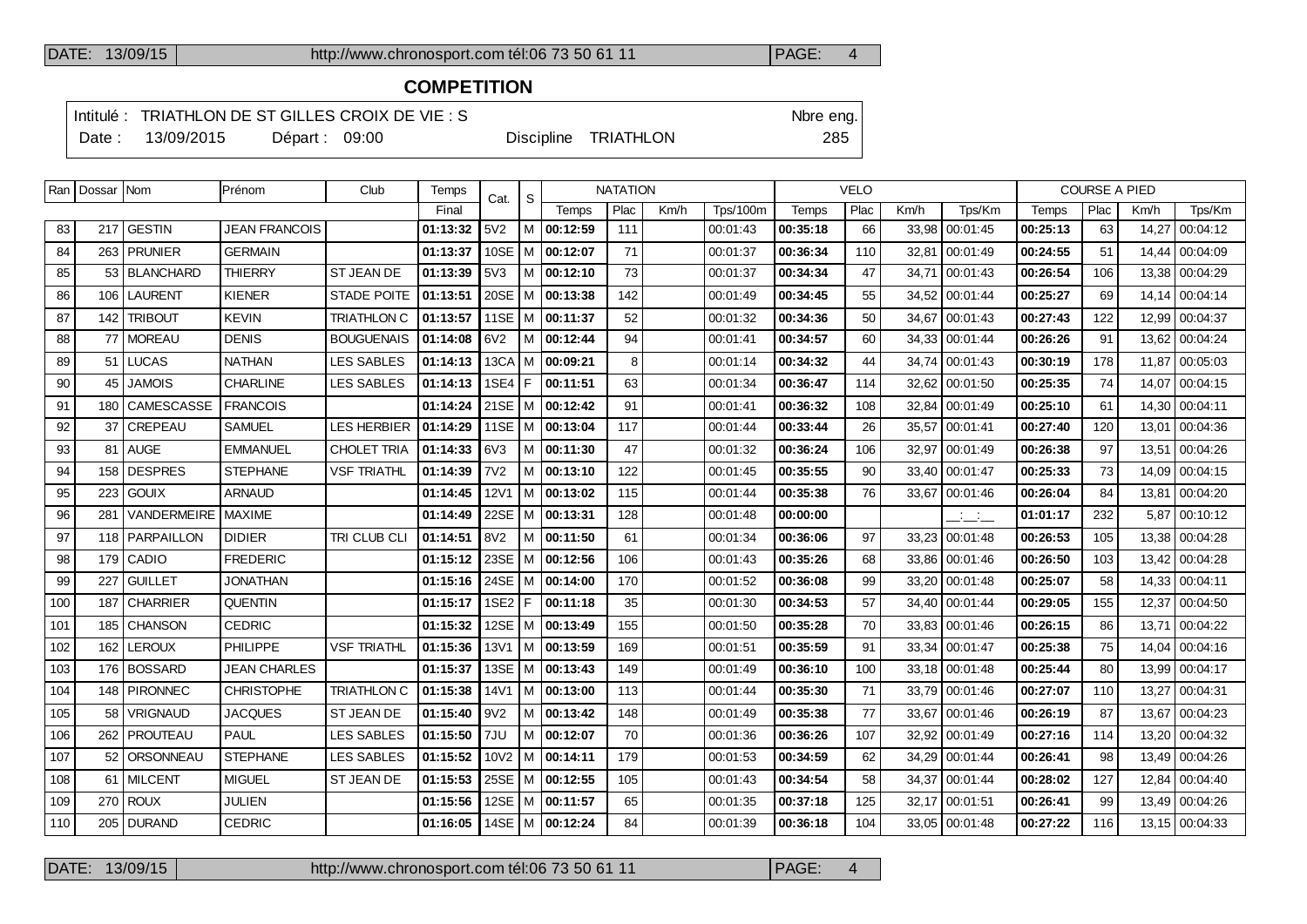**COMPETITION**

Intitulé : TRIATHLON DE ST GILLES CROIX DE VIE : S — Nbre eng.

Date : 13/09/2015 — Départ : 09:00 — Discipline TRIATHLON — 285

| Ran | Dossar | Nom | Prénom | Club | Temps | Cat. | S | NATATION | | | | VELO | | | | COURSE A PIED | | | |
|---|---|---|---|---|---|---|---|---|---|---|---|---|---|---|---|---|---|---|---|
| | | | | | Final | | | Temps | Plac | Km/h | Tps/100m | Temps | Plac | Km/h | Tps/Km | Temps | Plac | Km/h | Tps/Km |
| 83 | 217 | GESTIN | JEAN FRANCOIS | | **01:13:32** | 5V2 | M | **00:12:59** | 111 | | 00:01:43 | **00:35:18** | 66 | 33,98 | 00:01:45 | **00:25:13** | 63 | 14,27 | 00:04:12 |
| 84 | 263 | PRUNIER | GERMAIN | | **01:13:37** | 10SE | M | **00:12:07** | 71 | | 00:01:37 | **00:36:34** | 110 | 32,81 | 00:01:49 | **00:24:55** | 51 | 14,44 | 00:04:09 |
| 85 | 53 | BLANCHARD | THIERRY | ST JEAN DE | **01:13:39** | 5V3 | M | **00:12:10** | 73 | | 00:01:37 | **00:34:34** | 47 | 34,71 | 00:01:43 | **00:26:54** | 106 | 13,38 | 00:04:29 |
| 86 | 106 | LAURENT | KIENER | STADE POITE | **01:13:51** | 20SE | M | **00:13:38** | 142 | | 00:01:49 | **00:34:45** | 55 | 34,52 | 00:01:44 | **00:25:27** | 69 | 14,14 | 00:04:14 |
| 87 | 142 | TRIBOUT | KEVIN | TRIATHLON C | **01:13:57** | 11SE | M | **00:11:37** | 52 | | 00:01:32 | **00:34:36** | 50 | 34,67 | 00:01:43 | **00:27:43** | 122 | 12,99 | 00:04:37 |
| 88 | 77 | MOREAU | DENIS | BOUGUENAIS | **01:14:08** | 6V2 | M | **00:12:44** | 94 | | 00:01:41 | **00:34:57** | 60 | 34,33 | 00:01:44 | **00:26:26** | 91 | 13,62 | 00:04:24 |
| 89 | 51 | LUCAS | NATHAN | LES SABLES | **01:14:13** | 13CA | M | **00:09:21** | 8 | | 00:01:14 | **00:34:32** | 44 | 34,74 | 00:01:43 | **00:30:19** | 178 | 11,87 | 00:05:03 |
| 90 | 45 | JAMOIS | CHARLINE | LES SABLES | **01:14:13** | 1SE4 | F | **00:11:51** | 63 | | 00:01:34 | **00:36:47** | 114 | 32,62 | 00:01:50 | **00:25:35** | 74 | 14,07 | 00:04:15 |
| 91 | 180 | CAMESCASSE | FRANCOIS | | **01:14:24** | 21SE | M | **00:12:42** | 91 | | 00:01:41 | **00:36:32** | 108 | 32,84 | 00:01:49 | **00:25:10** | 61 | 14,30 | 00:04:11 |
| 92 | 37 | CREPEAU | SAMUEL | LES HERBIER | **01:14:29** | 11SE | M | **00:13:04** | 117 | | 00:01:44 | **00:33:44** | 26 | 35,57 | 00:01:41 | **00:27:40** | 120 | 13,01 | 00:04:36 |
| 93 | 81 | AUGE | EMMANUEL | CHOLET TRIA | **01:14:33** | 6V3 | M | **00:11:30** | 47 | | 00:01:32 | **00:36:24** | 106 | 32,97 | 00:01:49 | **00:26:38** | 97 | 13,51 | 00:04:26 |
| 94 | 158 | DESPRES | STEPHANE | VSF TRIATHL | **01:14:39** | 7V2 | M | **00:13:10** | 122 | | 00:01:45 | **00:35:55** | 90 | 33,40 | 00:01:47 | **00:25:33** | 73 | 14,09 | 00:04:15 |
| 95 | 223 | GOUIX | ARNAUD | | **01:14:45** | 12V1 | M | **00:13:02** | 115 | | 00:01:44 | **00:35:38** | 76 | 33,67 | 00:01:46 | **00:26:04** | 84 | 13,81 | 00:04:20 |
| 96 | 281 | VANDERMEIRE | MAXIME | | **01:14:49** | 22SE | M | **00:13:31** | 128 | | 00:01:48 | **00:00:00** | | | __:__:__ | **01:01:17** | 232 | 5,87 | 00:10:12 |
| 97 | 118 | PARPAILLON | DIDIER | TRI CLUB CLI | **01:14:51** | 8V2 | M | **00:11:50** | 61 | | 00:01:34 | **00:36:06** | 97 | 33,23 | 00:01:48 | **00:26:53** | 105 | 13,38 | 00:04:28 |
| 98 | 179 | CADIO | FREDERIC | | **01:15:12** | 23SE | M | **00:12:56** | 106 | | 00:01:43 | **00:35:26** | 68 | 33,86 | 00:01:46 | **00:26:50** | 103 | 13,42 | 00:04:28 |
| 99 | 227 | GUILLET | JONATHAN | | **01:15:16** | 24SE | M | **00:14:00** | 170 | | 00:01:52 | **00:36:08** | 99 | 33,20 | 00:01:48 | **00:25:07** | 58 | 14,33 | 00:04:11 |
| 100 | 187 | CHARRIER | QUENTIN | | **01:15:17** | 1SE2 | F | **00:11:18** | 35 | | 00:01:30 | **00:34:53** | 57 | 34,40 | 00:01:44 | **00:29:05** | 155 | 12,37 | 00:04:50 |
| 101 | 185 | CHANSON | CEDRIC | | **01:15:32** | 12SE | M | **00:13:49** | 155 | | 00:01:50 | **00:35:28** | 70 | 33,83 | 00:01:46 | **00:26:15** | 86 | 13,71 | 00:04:22 |
| 102 | 162 | LEROUX | PHILIPPE | VSF TRIATHL | **01:15:36** | 13V1 | M | **00:13:59** | 169 | | 00:01:51 | **00:35:59** | 91 | 33,34 | 00:01:47 | **00:25:38** | 75 | 14,04 | 00:04:16 |
| 103 | 176 | BOSSARD | JEAN CHARLES | | **01:15:37** | 13SE | M | **00:13:43** | 149 | | 00:01:49 | **00:36:10** | 100 | 33,18 | 00:01:48 | **00:25:44** | 80 | 13,99 | 00:04:17 |
| 104 | 148 | PIRONNEC | CHRISTOPHE | TRIATHLON C | **01:15:38** | 14V1 | M | **00:13:00** | 113 | | 00:01:44 | **00:35:30** | 71 | 33,79 | 00:01:46 | **00:27:07** | 110 | 13,27 | 00:04:31 |
| 105 | 58 | VRIGNAUD | JACQUES | ST JEAN DE | **01:15:40** | 9V2 | M | **00:13:42** | 148 | | 00:01:49 | **00:35:38** | 77 | 33,67 | 00:01:46 | **00:26:19** | 87 | 13,67 | 00:04:23 |
| 106 | 262 | PROUTEAU | PAUL | LES SABLES | **01:15:50** | 7JU | M | **00:12:07** | 70 | | 00:01:36 | **00:36:26** | 107 | 32,92 | 00:01:49 | **00:27:16** | 114 | 13,20 | 00:04:32 |
| 107 | 52 | ORSONNEAU | STEPHANE | LES SABLES | **01:15:52** | 10V2 | M | **00:14:11** | 179 | | 00:01:53 | **00:34:59** | 62 | 34,29 | 00:01:44 | **00:26:41** | 98 | 13,49 | 00:04:26 |
| 108 | 61 | MILCENT | MIGUEL | ST JEAN DE | **01:15:53** | 25SE | M | **00:12:55** | 105 | | 00:01:43 | **00:34:54** | 58 | 34,37 | 00:01:44 | **00:28:02** | 127 | 12,84 | 00:04:40 |
| 109 | 270 | ROUX | JULIEN | | **01:15:56** | 12SE | M | **00:11:57** | 65 | | 00:01:35 | **00:37:18** | 125 | 32,17 | 00:01:51 | **00:26:41** | 99 | 13,49 | 00:04:26 |
| 110 | 205 | DURAND | CEDRIC | | **01:16:05** | 14SE | M | **00:12:24** | 84 | | 00:01:39 | **00:36:18** | 104 | 33,05 | 00:01:48 | **00:27:22** | 116 | 13,15 | 00:04:33 |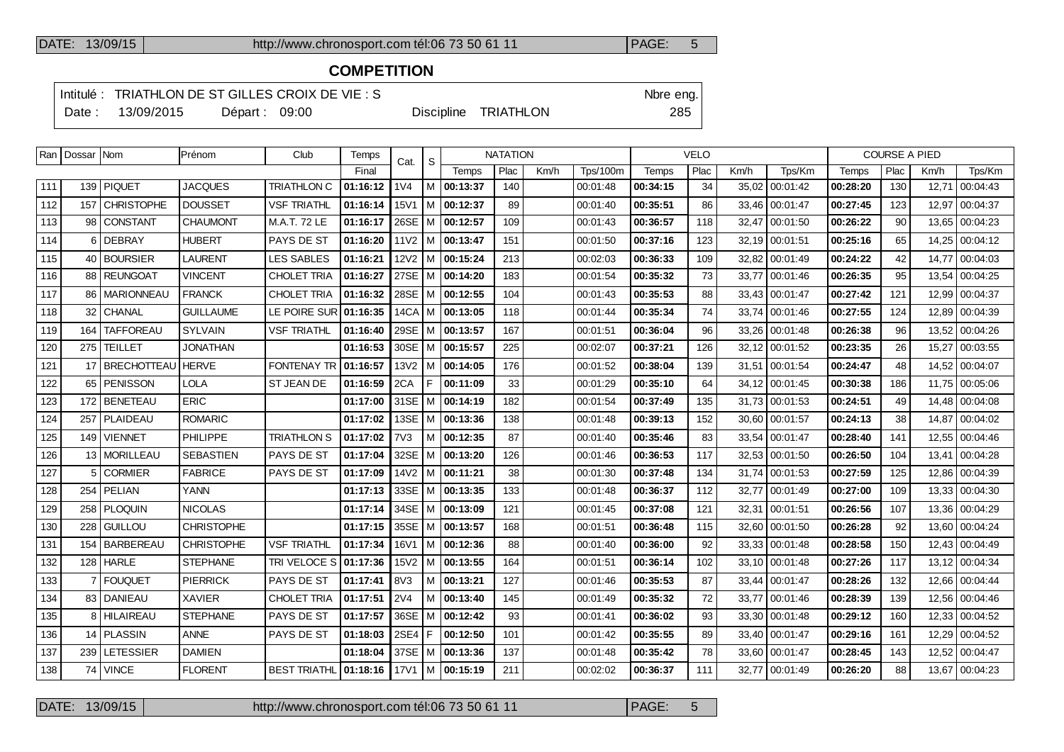## COMPETITION

Intitulé : TRIATHLON DE ST GILLES CROIX DE VIE : S — Nbre eng. 285

Date : 13/09/2015 — Départ : 09:00 — Discipline TRIATHLON

| Ran | Dossar | Nom | Prénom | Club | Temps | Cat. | S | NATATION | | | | VELO | | | | COURSE A PIED | | | |
|---|---|---|---|---|---|---|---|---|---|---|---|---|---|---|---|---|---|---|---|
| | | | | | Final | | | Temps | Plac | Km/h | Tps/100m | Temps | Plac | Km/h | Tps/Km | Temps | Plac | Km/h | Tps/Km |
| 111 | 139 | PIQUET | JACQUES | TRIATHLON C | 01:16:12 | 1V4 | M | 00:13:37 | 140 | | 00:01:48 | 00:34:15 | 34 | 35,02 | 00:01:42 | 00:28:20 | 130 | 12,71 | 00:04:43 |
| 112 | 157 | CHRISTOPHE | DOUSSET | VSF TRIATHL | 01:16:14 | 15V1 | M | 00:12:37 | 89 | | 00:01:40 | 00:35:51 | 86 | 33,46 | 00:01:47 | 00:27:45 | 123 | 12,97 | 00:04:37 |
| 113 | 98 | CONSTANT | CHAUMONT | M.A.T. 72 LE | 01:16:17 | 26SE | M | 00:12:57 | 109 | | 00:01:43 | 00:36:57 | 118 | 32,47 | 00:01:50 | 00:26:22 | 90 | 13,65 | 00:04:23 |
| 114 | 6 | DEBRAY | HUBERT | PAYS DE ST | 01:16:20 | 11V2 | M | 00:13:47 | 151 | | 00:01:50 | 00:37:16 | 123 | 32,19 | 00:01:51 | 00:25:16 | 65 | 14,25 | 00:04:12 |
| 115 | 40 | BOURSIER | LAURENT | LES SABLES | 01:16:21 | 12V2 | M | 00:15:24 | 213 | | 00:02:03 | 00:36:33 | 109 | 32,82 | 00:01:49 | 00:24:22 | 42 | 14,77 | 00:04:03 |
| 116 | 88 | REUNGOAT | VINCENT | CHOLET TRIA | 01:16:27 | 27SE | M | 00:14:20 | 183 | | 00:01:54 | 00:35:32 | 73 | 33,77 | 00:01:46 | 00:26:35 | 95 | 13,54 | 00:04:25 |
| 117 | 86 | MARIONNEAU | FRANCK | CHOLET TRIA | 01:16:32 | 28SE | M | 00:12:55 | 104 | | 00:01:43 | 00:35:53 | 88 | 33,43 | 00:01:47 | 00:27:42 | 121 | 12,99 | 00:04:37 |
| 118 | 32 | CHANAL | GUILLAUME | LE POIRE SUR | 01:16:35 | 14CA | M | 00:13:05 | 118 | | 00:01:44 | 00:35:34 | 74 | 33,74 | 00:01:46 | 00:27:55 | 124 | 12,89 | 00:04:39 |
| 119 | 164 | TAFFOREAU | SYLVAIN | VSF TRIATHL | 01:16:40 | 29SE | M | 00:13:57 | 167 | | 00:01:51 | 00:36:04 | 96 | 33,26 | 00:01:48 | 00:26:38 | 96 | 13,52 | 00:04:26 |
| 120 | 275 | TEILLET | JONATHAN | | 01:16:53 | 30SE | M | 00:15:57 | 225 | | 00:02:07 | 00:37:21 | 126 | 32,12 | 00:01:52 | 00:23:35 | 26 | 15,27 | 00:03:55 |
| 121 | 17 | BRECHOTTEAU | HERVE | FONTENAY TR | 01:16:57 | 13V2 | M | 00:14:05 | 176 | | 00:01:52 | 00:38:04 | 139 | 31,51 | 00:01:54 | 00:24:47 | 48 | 14,52 | 00:04:07 |
| 122 | 65 | PENISSON | LOLA | ST JEAN DE | 01:16:59 | 2CA | F | 00:11:09 | 33 | | 00:01:29 | 00:35:10 | 64 | 34,12 | 00:01:45 | 00:30:38 | 186 | 11,75 | 00:05:06 |
| 123 | 172 | BENETEAU | ERIC | | 01:17:00 | 31SE | M | 00:14:19 | 182 | | 00:01:54 | 00:37:49 | 135 | 31,73 | 00:01:53 | 00:24:51 | 49 | 14,48 | 00:04:08 |
| 124 | 257 | PLAIDEAU | ROMARIC | | 01:17:02 | 13SE | M | 00:13:36 | 138 | | 00:01:48 | 00:39:13 | 152 | 30,60 | 00:01:57 | 00:24:13 | 38 | 14,87 | 00:04:02 |
| 125 | 149 | VIENNET | PHILIPPE | TRIATHLON S | 01:17:02 | 7V3 | M | 00:12:35 | 87 | | 00:01:40 | 00:35:46 | 83 | 33,54 | 00:01:47 | 00:28:40 | 141 | 12,55 | 00:04:46 |
| 126 | 13 | MORILLEAU | SEBASTIEN | PAYS DE ST | 01:17:04 | 32SE | M | 00:13:20 | 126 | | 00:01:46 | 00:36:53 | 117 | 32,53 | 00:01:50 | 00:26:50 | 104 | 13,41 | 00:04:28 |
| 127 | 5 | CORMIER | FABRICE | PAYS DE ST | 01:17:09 | 14V2 | M | 00:11:21 | 38 | | 00:01:30 | 00:37:48 | 134 | 31,74 | 00:01:53 | 00:27:59 | 125 | 12,86 | 00:04:39 |
| 128 | 254 | PELIAN | YANN | | 01:17:13 | 33SE | M | 00:13:35 | 133 | | 00:01:48 | 00:36:37 | 112 | 32,77 | 00:01:49 | 00:27:00 | 109 | 13,33 | 00:04:30 |
| 129 | 258 | PLOQUIN | NICOLAS | | 01:17:14 | 34SE | M | 00:13:09 | 121 | | 00:01:45 | 00:37:08 | 121 | 32,31 | 00:01:51 | 00:26:56 | 107 | 13,36 | 00:04:29 |
| 130 | 228 | GUILLOU | CHRISTOPHE | | 01:17:15 | 35SE | M | 00:13:57 | 168 | | 00:01:51 | 00:36:48 | 115 | 32,60 | 00:01:50 | 00:26:28 | 92 | 13,60 | 00:04:24 |
| 131 | 154 | BARBEREAU | CHRISTOPHE | VSF TRIATHL | 01:17:34 | 16V1 | M | 00:12:36 | 88 | | 00:01:40 | 00:36:00 | 92 | 33,33 | 00:01:48 | 00:28:58 | 150 | 12,43 | 00:04:49 |
| 132 | 128 | HARLE | STEPHANE | TRI VELOCE S | 01:17:36 | 15V2 | M | 00:13:55 | 164 | | 00:01:51 | 00:36:14 | 102 | 33,10 | 00:01:48 | 00:27:26 | 117 | 13,12 | 00:04:34 |
| 133 | 7 | FOUQUET | PIERRICK | PAYS DE ST | 01:17:41 | 8V3 | M | 00:13:21 | 127 | | 00:01:46 | 00:35:53 | 87 | 33,44 | 00:01:47 | 00:28:26 | 132 | 12,66 | 00:04:44 |
| 134 | 83 | DANIEAU | XAVIER | CHOLET TRIA | 01:17:51 | 2V4 | M | 00:13:40 | 145 | | 00:01:49 | 00:35:32 | 72 | 33,77 | 00:01:46 | 00:28:39 | 139 | 12,56 | 00:04:46 |
| 135 | 8 | HILAIREAU | STEPHANE | PAYS DE ST | 01:17:57 | 36SE | M | 00:12:42 | 93 | | 00:01:41 | 00:36:02 | 93 | 33,30 | 00:01:48 | 00:29:12 | 160 | 12,33 | 00:04:52 |
| 136 | 14 | PLASSIN | ANNE | PAYS DE ST | 01:18:03 | 2SE4 | F | 00:12:50 | 101 | | 00:01:42 | 00:35:55 | 89 | 33,40 | 00:01:47 | 00:29:16 | 161 | 12,29 | 00:04:52 |
| 137 | 239 | LETESSIER | DAMIEN | | 01:18:04 | 37SE | M | 00:13:36 | 137 | | 00:01:48 | 00:35:42 | 78 | 33,60 | 00:01:47 | 00:28:45 | 143 | 12,52 | 00:04:47 |
| 138 | 74 | VINCE | FLORENT | BEST TRIATHL | 01:18:16 | 17V1 | M | 00:15:19 | 211 | | 00:02:02 | 00:36:37 | 111 | 32,77 | 00:01:49 | 00:26:20 | 88 | 13,67 | 00:04:23 |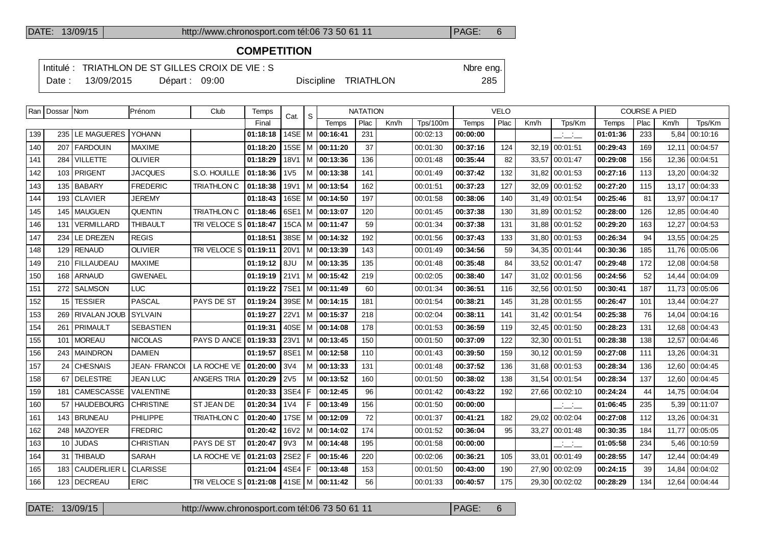## COMPETITION

Intitulé : TRIATHLON DE ST GILLES CROIX DE VIE : S | Nbre eng.
Date : 13/09/2015 | Départ : 09:00 | Discipline TRIATHLON | 285

| Ran | Dossar | Nom | Prénom | Club | Temps | Cat. | S | NATATION | | | | VELO | | | | COURSE A PIED | | | |
|---|---|---|---|---|---|---|---|---|---|---|---|---|---|---|---|---|---|---|---|
| | | | | | Final | | | Temps | Plac | Km/h | Tps/100m | Temps | Plac | Km/h | Tps/Km | Temps | Plac | Km/h | Tps/Km |
| 139 | 235 | LE MAGUERES | YOHANN | | 01:18:18 | 14SE | M | 00:16:41 | 231 | | 00:02:13 | 00:00:00 | | | __:__:__ | 01:01:36 | 233 | 5,84 | 00:10:16 |
| 140 | 207 | FARDOUIN | MAXIME | | 01:18:20 | 15SE | M | 00:11:20 | 37 | | 00:01:30 | 00:37:16 | 124 | 32,19 | 00:01:51 | 00:29:43 | 169 | 12,11 | 00:04:57 |
| 141 | 284 | VILLETTE | OLIVIER | | 01:18:29 | 18V1 | M | 00:13:36 | 136 | | 00:01:48 | 00:35:44 | 82 | 33,57 | 00:01:47 | 00:29:08 | 156 | 12,36 | 00:04:51 |
| 142 | 103 | PRIGENT | JACQUES | S.O. HOUILLE | 01:18:36 | 1V5 | M | 00:13:38 | 141 | | 00:01:49 | 00:37:42 | 132 | 31,82 | 00:01:53 | 00:27:16 | 113 | 13,20 | 00:04:32 |
| 143 | 135 | BABARY | FREDERIC | TRIATHLON C | 01:18:38 | 19V1 | M | 00:13:54 | 162 | | 00:01:51 | 00:37:23 | 127 | 32,09 | 00:01:52 | 00:27:20 | 115 | 13,17 | 00:04:33 |
| 144 | 193 | CLAVIER | JEREMY | | 01:18:43 | 16SE | M | 00:14:50 | 197 | | 00:01:58 | 00:38:06 | 140 | 31,49 | 00:01:54 | 00:25:46 | 81 | 13,97 | 00:04:17 |
| 145 | 145 | MAUGUEN | QUENTIN | TRIATHLON C | 01:18:46 | 6SE1 | M | 00:13:07 | 120 | | 00:01:45 | 00:37:38 | 130 | 31,89 | 00:01:52 | 00:28:00 | 126 | 12,85 | 00:04:40 |
| 146 | 131 | VERMILLARD | THIBAULT | TRI VELOCE S | 01:18:47 | 15CA | M | 00:11:47 | 59 | | 00:01:34 | 00:37:38 | 131 | 31,88 | 00:01:52 | 00:29:20 | 163 | 12,27 | 00:04:53 |
| 147 | 234 | LE DREZEN | REGIS | | 01:18:51 | 38SE | M | 00:14:32 | 192 | | 00:01:56 | 00:37:43 | 133 | 31,80 | 00:01:53 | 00:26:34 | 94 | 13,55 | 00:04:25 |
| 148 | 129 | RENAUD | OLIVIER | TRI VELOCE S | 01:19:11 | 20V1 | M | 00:13:39 | 143 | | 00:01:49 | 00:34:56 | 59 | 34,35 | 00:01:44 | 00:30:36 | 185 | 11,76 | 00:05:06 |
| 149 | 210 | FILLAUDEAU | MAXIME | | 01:19:12 | 8JU | M | 00:13:35 | 135 | | 00:01:48 | 00:35:48 | 84 | 33,52 | 00:01:47 | 00:29:48 | 172 | 12,08 | 00:04:58 |
| 150 | 168 | ARNAUD | GWENAEL | | 01:19:19 | 21V1 | M | 00:15:42 | 219 | | 00:02:05 | 00:38:40 | 147 | 31,02 | 00:01:56 | 00:24:56 | 52 | 14,44 | 00:04:09 |
| 151 | 272 | SALMSON | LUC | | 01:19:22 | 7SE1 | M | 00:11:49 | 60 | | 00:01:34 | 00:36:51 | 116 | 32,56 | 00:01:50 | 00:30:41 | 187 | 11,73 | 00:05:06 |
| 152 | 15 | TESSIER | PASCAL | PAYS DE ST | 01:19:24 | 39SE | M | 00:14:15 | 181 | | 00:01:54 | 00:38:21 | 145 | 31,28 | 00:01:55 | 00:26:47 | 101 | 13,44 | 00:04:27 |
| 153 | 269 | RIVALAN JOUB | SYLVAIN | | 01:19:27 | 22V1 | M | 00:15:37 | 218 | | 00:02:04 | 00:38:11 | 141 | 31,42 | 00:01:54 | 00:25:38 | 76 | 14,04 | 00:04:16 |
| 154 | 261 | PRIMAULT | SEBASTIEN | | 01:19:31 | 40SE | M | 00:14:08 | 178 | | 00:01:53 | 00:36:59 | 119 | 32,45 | 00:01:50 | 00:28:23 | 131 | 12,68 | 00:04:43 |
| 155 | 101 | MOREAU | NICOLAS | PAYS D ANCE | 01:19:33 | 23V1 | M | 00:13:45 | 150 | | 00:01:50 | 00:37:09 | 122 | 32,30 | 00:01:51 | 00:28:38 | 138 | 12,57 | 00:04:46 |
| 156 | 243 | MAINDRON | DAMIEN | | 01:19:57 | 8SE1 | M | 00:12:58 | 110 | | 00:01:43 | 00:39:50 | 159 | 30,12 | 00:01:59 | 00:27:08 | 111 | 13,26 | 00:04:31 |
| 157 | 24 | CHESNAIS | JEAN- FRANCOI | LA ROCHE VE | 01:20:00 | 3V4 | M | 00:13:33 | 131 | | 00:01:48 | 00:37:52 | 136 | 31,68 | 00:01:53 | 00:28:34 | 136 | 12,60 | 00:04:45 |
| 158 | 67 | DELESTRE | JEAN LUC | ANGERS TRIA | 01:20:29 | 2V5 | M | 00:13:52 | 160 | | 00:01:50 | 00:38:02 | 138 | 31,54 | 00:01:54 | 00:28:34 | 137 | 12,60 | 00:04:45 |
| 159 | 181 | CAMESCASSE | VALENTINE | | 01:20:33 | 3SE4 | F | 00:12:45 | 96 | | 00:01:42 | 00:43:22 | 192 | 27,66 | 00:02:10 | 00:24:24 | 44 | 14,75 | 00:04:04 |
| 160 | 57 | HAUDEBOURG | CHRISTINE | ST JEAN DE | 01:20:34 | 1V4 | F | 00:13:49 | 156 | | 00:01:50 | 00:00:00 | | | __:__:__ | 01:06:45 | 235 | 5,39 | 00:11:07 |
| 161 | 143 | BRUNEAU | PHILIPPE | TRIATHLON C | 01:20:40 | 17SE | M | 00:12:09 | 72 | | 00:01:37 | 00:41:21 | 182 | 29,02 | 00:02:04 | 00:27:08 | 112 | 13,26 | 00:04:31 |
| 162 | 248 | MAZOYER | FREDRIC | | 01:20:42 | 16V2 | M | 00:14:02 | 174 | | 00:01:52 | 00:36:04 | 95 | 33,27 | 00:01:48 | 00:30:35 | 184 | 11,77 | 00:05:05 |
| 163 | 10 | JUDAS | CHRISTIAN | PAYS DE ST | 01:20:47 | 9V3 | M | 00:14:48 | 195 | | 00:01:58 | 00:00:00 | | | __:__:__ | 01:05:58 | 234 | 5,46 | 00:10:59 |
| 164 | 31 | THIBAUD | SARAH | LA ROCHE VE | 01:21:03 | 2SE2 | F | 00:15:46 | 220 | | 00:02:06 | 00:36:21 | 105 | 33,01 | 00:01:49 | 00:28:55 | 147 | 12,44 | 00:04:49 |
| 165 | 183 | CAUDERLIER L | CLARISSE | | 01:21:04 | 4SE4 | F | 00:13:48 | 153 | | 00:01:50 | 00:43:00 | 190 | 27,90 | 00:02:09 | 00:24:15 | 39 | 14,84 | 00:04:02 |
| 166 | 123 | DECREAU | ERIC | TRI VELOCE S | 01:21:08 | 41SE | M | 00:11:42 | 56 | | 00:01:33 | 00:40:57 | 175 | 29,30 | 00:02:02 | 00:28:29 | 134 | 12,64 | 00:04:44 |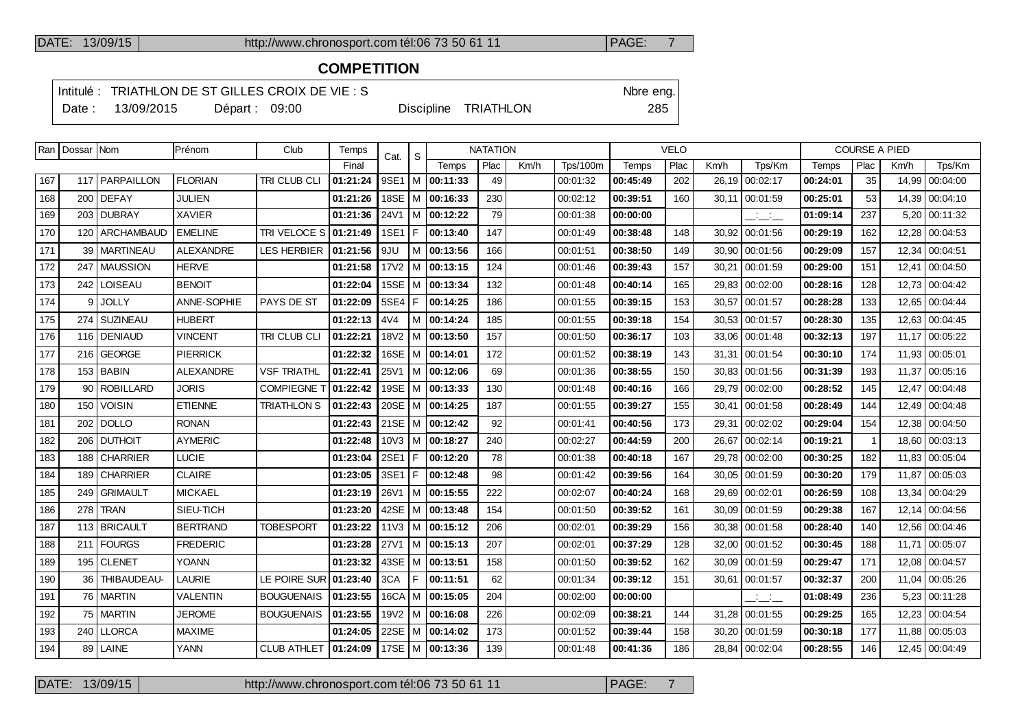## COMPETITION

Intitulé : TRIATHLON DE ST GILLES CROIX DE VIE : S — Nbre eng. 285

Date : 13/09/2015 — Départ : 09:00 — Discipline TRIATHLON

| Ran | Dossar | Nom | Prénom | Club | Temps | Cat. | S | NATATION | | | | VELO | | | | COURSE A PIED | | | |
|---|---|---|---|---|---|---|---|---|---|---|---|---|---|---|---|---|---|---|---|
| | | | | | Final | | | Temps | Plac | Km/h | Tps/100m | Temps | Plac | Km/h | Tps/Km | Temps | Plac | Km/h | Tps/Km |
| 167 | 117 | PARPAILLON | FLORIAN | TRI CLUB CLI | **01:21:24** | 9SE1 | M | **00:11:33** | 49 | | 00:01:32 | **00:45:49** | 202 | 26,19 | 00:02:17 | **00:24:01** | 35 | 14,99 | 00:04:00 |
| 168 | 200 | DEFAY | JULIEN | | **01:21:26** | 18SE | M | **00:16:33** | 230 | | 00:02:12 | **00:39:51** | 160 | 30,11 | 00:01:59 | **00:25:01** | 53 | 14,39 | 00:04:10 |
| 169 | 203 | DUBRAY | XAVIER | | **01:21:36** | 24V1 | M | **00:12:22** | 79 | | 00:01:38 | **00:00:00** | | | __:__:__ | **01:09:14** | 237 | 5,20 | 00:11:32 |
| 170 | 120 | ARCHAMBAUD | EMELINE | TRI VELOCE S | **01:21:49** | 1SE1 | F | **00:13:40** | 147 | | 00:01:49 | **00:38:48** | 148 | 30,92 | 00:01:56 | **00:29:19** | 162 | 12,28 | 00:04:53 |
| 171 | 39 | MARTINEAU | ALEXANDRE | LES HERBIER | **01:21:56** | 9JU | M | **00:13:56** | 166 | | 00:01:51 | **00:38:50** | 149 | 30,90 | 00:01:56 | **00:29:09** | 157 | 12,34 | 00:04:51 |
| 172 | 247 | MAUSSION | HERVE | | **01:21:58** | 17V2 | M | **00:13:15** | 124 | | 00:01:46 | **00:39:43** | 157 | 30,21 | 00:01:59 | **00:29:00** | 151 | 12,41 | 00:04:50 |
| 173 | 242 | LOISEAU | BENOIT | | **01:22:04** | 15SE | M | **00:13:34** | 132 | | 00:01:48 | **00:40:14** | 165 | 29,83 | 00:02:00 | **00:28:16** | 128 | 12,73 | 00:04:42 |
| 174 | 9 | JOLLY | ANNE-SOPHIE | PAYS DE ST | **01:22:09** | 5SE4 | F | **00:14:25** | 186 | | 00:01:55 | **00:39:15** | 153 | 30,57 | 00:01:57 | **00:28:28** | 133 | 12,65 | 00:04:44 |
| 175 | 274 | SUZINEAU | HUBERT | | **01:22:13** | 4V4 | M | **00:14:24** | 185 | | 00:01:55 | **00:39:18** | 154 | 30,53 | 00:01:57 | **00:28:30** | 135 | 12,63 | 00:04:45 |
| 176 | 116 | DENIAUD | VINCENT | TRI CLUB CLI | **01:22:21** | 18V2 | M | **00:13:50** | 157 | | 00:01:50 | **00:36:17** | 103 | 33,06 | 00:01:48 | **00:32:13** | 197 | 11,17 | 00:05:22 |
| 177 | 216 | GEORGE | PIERRICK | | **01:22:32** | 16SE | M | **00:14:01** | 172 | | 00:01:52 | **00:38:19** | 143 | 31,31 | 00:01:54 | **00:30:10** | 174 | 11,93 | 00:05:01 |
| 178 | 153 | BABIN | ALEXANDRE | VSF TRIATHL | **01:22:41** | 25V1 | M | **00:12:06** | 69 | | 00:01:36 | **00:38:55** | 150 | 30,83 | 00:01:56 | **00:31:39** | 193 | 11,37 | 00:05:16 |
| 179 | 90 | ROBILLARD | JORIS | COMPIEGNE T | **01:22:42** | 19SE | M | **00:13:33** | 130 | | 00:01:48 | **00:40:16** | 166 | 29,79 | 00:02:00 | **00:28:52** | 145 | 12,47 | 00:04:48 |
| 180 | 150 | VOISIN | ETIENNE | TRIATHLON S | **01:22:43** | 20SE | M | **00:14:25** | 187 | | 00:01:55 | **00:39:27** | 155 | 30,41 | 00:01:58 | **00:28:49** | 144 | 12,49 | 00:04:48 |
| 181 | 202 | DOLLO | RONAN | | **01:22:43** | 21SE | M | **00:12:42** | 92 | | 00:01:41 | **00:40:56** | 173 | 29,31 | 00:02:02 | **00:29:04** | 154 | 12,38 | 00:04:50 |
| 182 | 206 | DUTHOIT | AYMERIC | | **01:22:48** | 10V3 | M | **00:18:27** | 240 | | 00:02:27 | **00:44:59** | 200 | 26,67 | 00:02:14 | **00:19:21** | 1 | 18,60 | 00:03:13 |
| 183 | 188 | CHARRIER | LUCIE | | **01:23:04** | 2SE1 | F | **00:12:20** | 78 | | 00:01:38 | **00:40:18** | 167 | 29,78 | 00:02:00 | **00:30:25** | 182 | 11,83 | 00:05:04 |
| 184 | 189 | CHARRIER | CLAIRE | | **01:23:05** | 3SE1 | F | **00:12:48** | 98 | | 00:01:42 | **00:39:56** | 164 | 30,05 | 00:01:59 | **00:30:20** | 179 | 11,87 | 00:05:03 |
| 185 | 249 | GRIMAULT | MICKAEL | | **01:23:19** | 26V1 | M | **00:15:55** | 222 | | 00:02:07 | **00:40:24** | 168 | 29,69 | 00:02:01 | **00:26:59** | 108 | 13,34 | 00:04:29 |
| 186 | 278 | TRAN | SIEU-TICH | | **01:23:20** | 42SE | M | **00:13:48** | 154 | | 00:01:50 | **00:39:52** | 161 | 30,09 | 00:01:59 | **00:29:38** | 167 | 12,14 | 00:04:56 |
| 187 | 113 | BRICAULT | BERTRAND | TOBESPORT | **01:23:22** | 11V3 | M | **00:15:12** | 206 | | 00:02:01 | **00:39:29** | 156 | 30,38 | 00:01:58 | **00:28:40** | 140 | 12,56 | 00:04:46 |
| 188 | 211 | FOURGS | FREDERIC | | **01:23:28** | 27V1 | M | **00:15:13** | 207 | | 00:02:01 | **00:37:29** | 128 | 32,00 | 00:01:52 | **00:30:45** | 188 | 11,71 | 00:05:07 |
| 189 | 195 | CLENET | YOANN | | **01:23:32** | 43SE | M | **00:13:51** | 158 | | 00:01:50 | **00:39:52** | 162 | 30,09 | 00:01:59 | **00:29:47** | 171 | 12,08 | 00:04:57 |
| 190 | 36 | THIBAUDEAU- | LAURIE | LE POIRE SUR | **01:23:40** | 3CA | F | **00:11:51** | 62 | | 00:01:34 | **00:39:12** | 151 | 30,61 | 00:01:57 | **00:32:37** | 200 | 11,04 | 00:05:26 |
| 191 | 76 | MARTIN | VALENTIN | BOUGUENAIS | **01:23:55** | 16CA | M | **00:15:05** | 204 | | 00:02:00 | **00:00:00** | | | __:__:__ | **01:08:49** | 236 | 5,23 | 00:11:28 |
| 192 | 75 | MARTIN | JEROME | BOUGUENAIS | **01:23:55** | 19V2 | M | **00:16:08** | 226 | | 00:02:09 | **00:38:21** | 144 | 31,28 | 00:01:55 | **00:29:25** | 165 | 12,23 | 00:04:54 |
| 193 | 240 | LLORCA | MAXIME | | **01:24:05** | 22SE | M | **00:14:02** | 173 | | 00:01:52 | **00:39:44** | 158 | 30,20 | 00:01:59 | **00:30:18** | 177 | 11,88 | 00:05:03 |
| 194 | 89 | LAINE | YANN | CLUB ATHLET | **01:24:09** | 17SE | M | **00:13:36** | 139 | | 00:01:48 | **00:41:36** | 186 | 28,84 | 00:02:04 | **00:28:55** | 146 | 12,45 | 00:04:49 |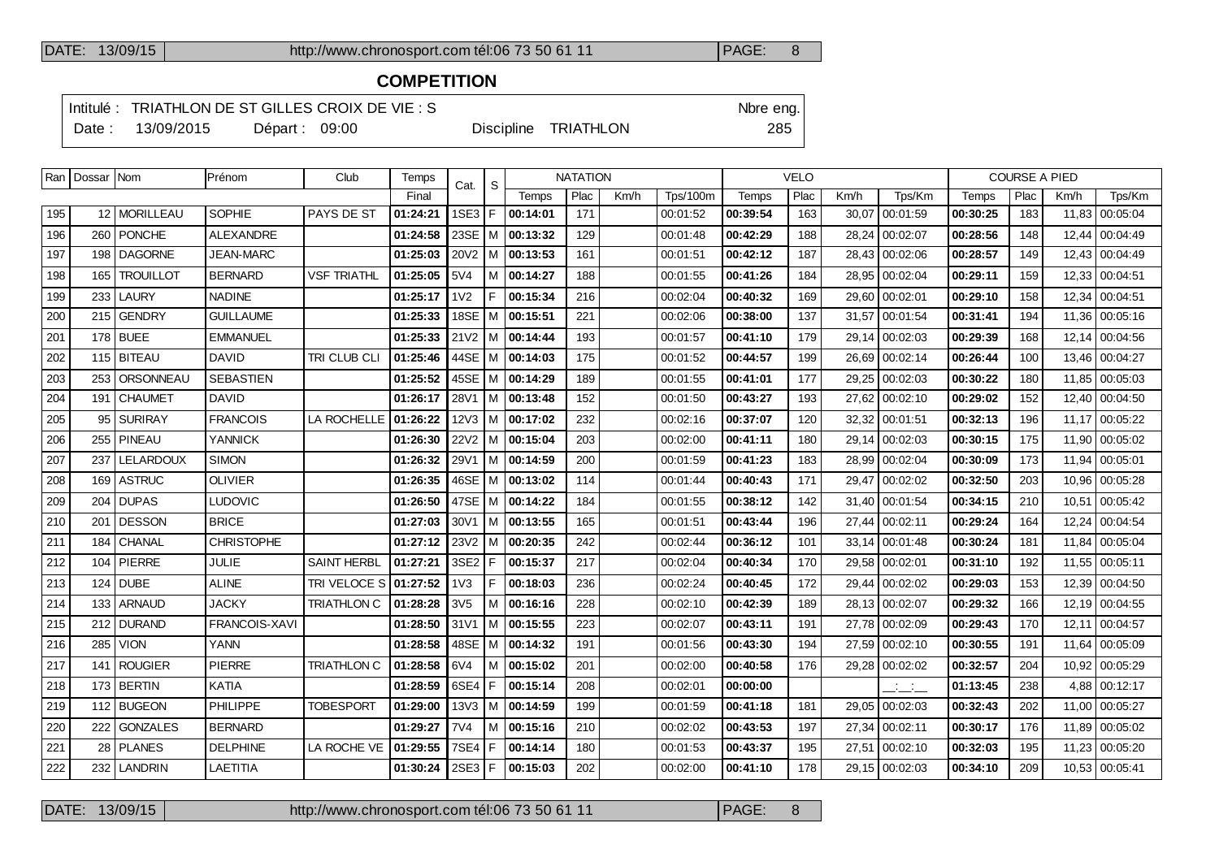## COMPETITION

Intitulé : TRIATHLON DE ST GILLES CROIX DE VIE : S — Nbre eng. 285

Date : 13/09/2015 — Départ : 09:00 — Discipline TRIATHLON

| Ran | Dossar | Nom | Prénom | Club | Temps | Cat. | S | NATATION | | | | VELO | | | | COURSE A PIED | | | |
|---|---|---|---|---|---|---|---|---|---|---|---|---|---|---|---|---|---|---|---|
| | | | | | Final | | | Temps | Plac | Km/h | Tps/100m | Temps | Plac | Km/h | Tps/Km | Temps | Plac | Km/h | Tps/Km |
| 195 | 12 | MORILLEAU | SOPHIE | PAYS DE ST | **01:24:21** | 1SE3 | F | **00:14:01** | 171 | | 00:01:52 | **00:39:54** | 163 | 30,07 | 00:01:59 | **00:30:25** | 183 | 11,83 | 00:05:04 |
| 196 | 260 | PONCHE | ALEXANDRE | | **01:24:58** | 23SE | M | **00:13:32** | 129 | | 00:01:48 | **00:42:29** | 188 | 28,24 | 00:02:07 | **00:28:56** | 148 | 12,44 | 00:04:49 |
| 197 | 198 | DAGORNE | JEAN-MARC | | **01:25:03** | 20V2 | M | **00:13:53** | 161 | | 00:01:51 | **00:42:12** | 187 | 28,43 | 00:02:06 | **00:28:57** | 149 | 12,43 | 00:04:49 |
| 198 | 165 | TROUILLOT | BERNARD | VSF TRIATHL | **01:25:05** | 5V4 | M | **00:14:27** | 188 | | 00:01:55 | **00:41:26** | 184 | 28,95 | 00:02:04 | **00:29:11** | 159 | 12,33 | 00:04:51 |
| 199 | 233 | LAURY | NADINE | | **01:25:17** | 1V2 | F | **00:15:34** | 216 | | 00:02:04 | **00:40:32** | 169 | 29,60 | 00:02:01 | **00:29:10** | 158 | 12,34 | 00:04:51 |
| 200 | 215 | GENDRY | GUILLAUME | | **01:25:33** | 18SE | M | **00:15:51** | 221 | | 00:02:06 | **00:38:00** | 137 | 31,57 | 00:01:54 | **00:31:41** | 194 | 11,36 | 00:05:16 |
| 201 | 178 | BUEE | EMMANUEL | | **01:25:33** | 21V2 | M | **00:14:44** | 193 | | 00:01:57 | **00:41:10** | 179 | 29,14 | 00:02:03 | **00:29:39** | 168 | 12,14 | 00:04:56 |
| 202 | 115 | BITEAU | DAVID | TRI CLUB CLI | **01:25:46** | 44SE | M | **00:14:03** | 175 | | 00:01:52 | **00:44:57** | 199 | 26,69 | 00:02:14 | **00:26:44** | 100 | 13,46 | 00:04:27 |
| 203 | 253 | ORSONNEAU | SEBASTIEN | | **01:25:52** | 45SE | M | **00:14:29** | 189 | | 00:01:55 | **00:41:01** | 177 | 29,25 | 00:02:03 | **00:30:22** | 180 | 11,85 | 00:05:03 |
| 204 | 191 | CHAUMET | DAVID | | **01:26:17** | 28V1 | M | **00:13:48** | 152 | | 00:01:50 | **00:43:27** | 193 | 27,62 | 00:02:10 | **00:29:02** | 152 | 12,40 | 00:04:50 |
| 205 | 95 | SURIRAY | FRANCOIS | LA ROCHELLE | **01:26:22** | 12V3 | M | **00:17:02** | 232 | | 00:02:16 | **00:37:07** | 120 | 32,32 | 00:01:51 | **00:32:13** | 196 | 11,17 | 00:05:22 |
| 206 | 255 | PINEAU | YANNICK | | **01:26:30** | 22V2 | M | **00:15:04** | 203 | | 00:02:00 | **00:41:11** | 180 | 29,14 | 00:02:03 | **00:30:15** | 175 | 11,90 | 00:05:02 |
| 207 | 237 | LELARDOUX | SIMON | | **01:26:32** | 29V1 | M | **00:14:59** | 200 | | 00:01:59 | **00:41:23** | 183 | 28,99 | 00:02:04 | **00:30:09** | 173 | 11,94 | 00:05:01 |
| 208 | 169 | ASTRUC | OLIVIER | | **01:26:35** | 46SE | M | **00:13:02** | 114 | | 00:01:44 | **00:40:43** | 171 | 29,47 | 00:02:02 | **00:32:50** | 203 | 10,96 | 00:05:28 |
| 209 | 204 | DUPAS | LUDOVIC | | **01:26:50** | 47SE | M | **00:14:22** | 184 | | 00:01:55 | **00:38:12** | 142 | 31,40 | 00:01:54 | **00:34:15** | 210 | 10,51 | 00:05:42 |
| 210 | 201 | DESSON | BRICE | | **01:27:03** | 30V1 | M | **00:13:55** | 165 | | 00:01:51 | **00:43:44** | 196 | 27,44 | 00:02:11 | **00:29:24** | 164 | 12,24 | 00:04:54 |
| 211 | 184 | CHANAL | CHRISTOPHE | | **01:27:12** | 23V2 | M | **00:20:35** | 242 | | 00:02:44 | **00:36:12** | 101 | 33,14 | 00:01:48 | **00:30:24** | 181 | 11,84 | 00:05:04 |
| 212 | 104 | PIERRE | JULIE | SAINT HERBL | **01:27:21** | 3SE2 | F | **00:15:37** | 217 | | 00:02:04 | **00:40:34** | 170 | 29,58 | 00:02:01 | **00:31:10** | 192 | 11,55 | 00:05:11 |
| 213 | 124 | DUBE | ALINE | TRI VELOCE S | **01:27:52** | 1V3 | F | **00:18:03** | 236 | | 00:02:24 | **00:40:45** | 172 | 29,44 | 00:02:02 | **00:29:03** | 153 | 12,39 | 00:04:50 |
| 214 | 133 | ARNAUD | JACKY | TRIATHLON C | **01:28:28** | 3V5 | M | **00:16:16** | 228 | | 00:02:10 | **00:42:39** | 189 | 28,13 | 00:02:07 | **00:29:32** | 166 | 12,19 | 00:04:55 |
| 215 | 212 | DURAND | FRANCOIS-XAVI | | **01:28:50** | 31V1 | M | **00:15:55** | 223 | | 00:02:07 | **00:43:11** | 191 | 27,78 | 00:02:09 | **00:29:43** | 170 | 12,11 | 00:04:57 |
| 216 | 285 | VION | YANN | | **01:28:58** | 48SE | M | **00:14:32** | 191 | | 00:01:56 | **00:43:30** | 194 | 27,59 | 00:02:10 | **00:30:55** | 191 | 11,64 | 00:05:09 |
| 217 | 141 | ROUGIER | PIERRE | TRIATHLON C | **01:28:58** | 6V4 | M | **00:15:02** | 201 | | 00:02:00 | **00:40:58** | 176 | 29,28 | 00:02:02 | **00:32:57** | 204 | 10,92 | 00:05:29 |
| 218 | 173 | BERTIN | KATIA | | **01:28:59** | 6SE4 | F | **00:15:14** | 208 | | 00:02:01 | **00:00:00** | | | __:__:__ | **01:13:45** | 238 | 4,88 | 00:12:17 |
| 219 | 112 | BUGEON | PHILIPPE | TOBESPORT | **01:29:00** | 13V3 | M | **00:14:59** | 199 | | 00:01:59 | **00:41:18** | 181 | 29,05 | 00:02:03 | **00:32:43** | 202 | 11,00 | 00:05:27 |
| 220 | 222 | GONZALES | BERNARD | | **01:29:27** | 7V4 | M | **00:15:16** | 210 | | 00:02:02 | **00:43:53** | 197 | 27,34 | 00:02:11 | **00:30:17** | 176 | 11,89 | 00:05:02 |
| 221 | 28 | PLANES | DELPHINE | LA ROCHE VE | **01:29:55** | 7SE4 | F | **00:14:14** | 180 | | 00:01:53 | **00:43:37** | 195 | 27,51 | 00:02:10 | **00:32:03** | 195 | 11,23 | 00:05:20 |
| 222 | 232 | LANDRIN | LAETITIA | | **01:30:24** | 2SE3 | F | **00:15:03** | 202 | | 00:02:00 | **00:41:10** | 178 | 29,15 | 00:02:03 | **00:34:10** | 209 | 10,53 | 00:05:41 |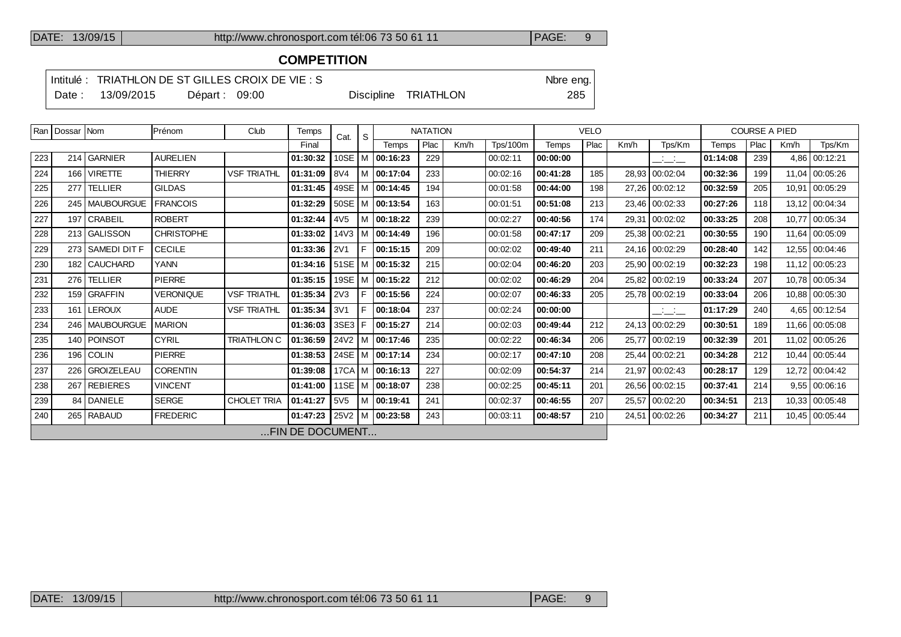## COMPETITION

Intitulé : TRIATHLON DE ST GILLES CROIX DE VIE : S

Date : 13/09/2015 Départ : 09:00 Discipline TRIATHLON

Nbre eng. 285

| Ran | Dossar | Nom | Prénom | Club | Temps | Cat. | S | NATATION | | | | VELO | | | | COURSE A PIED | | | |
|---|---|---|---|---|---|---|---|---|---|---|---|---|---|---|---|---|---|---|---|
| | | | | | Final | | | Temps | Plac | Km/h | Tps/100m | Temps | Plac | Km/h | Tps/Km | Temps | Plac | Km/h | Tps/Km |
| 223 | 214 | GARNIER | AURELIEN | | 01:30:32 | 10SE | M | 00:16:23 | 229 | | 00:02:11 | 00:00:00 | | | __:__:__ | 01:14:08 | 239 | 4,86 | 00:12:21 |
| 224 | 166 | VIRETTE | THIERRY | VSF TRIATHL | 01:31:09 | 8V4 | M | 00:17:04 | 233 | | 00:02:16 | 00:41:28 | 185 | 28,93 | 00:02:04 | 00:32:36 | 199 | 11,04 | 00:05:26 |
| 225 | 277 | TELLIER | GILDAS | | 01:31:45 | 49SE | M | 00:14:45 | 194 | | 00:01:58 | 00:44:00 | 198 | 27,26 | 00:02:12 | 00:32:59 | 205 | 10,91 | 00:05:29 |
| 226 | 245 | MAUBOURGUE | FRANCOIS | | 01:32:29 | 50SE | M | 00:13:54 | 163 | | 00:01:51 | 00:51:08 | 213 | 23,46 | 00:02:33 | 00:27:26 | 118 | 13,12 | 00:04:34 |
| 227 | 197 | CRABEIL | ROBERT | | 01:32:44 | 4V5 | M | 00:18:22 | 239 | | 00:02:27 | 00:40:56 | 174 | 29,31 | 00:02:02 | 00:33:25 | 208 | 10,77 | 00:05:34 |
| 228 | 213 | GALISSON | CHRISTOPHE | | 01:33:02 | 14V3 | M | 00:14:49 | 196 | | 00:01:58 | 00:47:17 | 209 | 25,38 | 00:02:21 | 00:30:55 | 190 | 11,64 | 00:05:09 |
| 229 | 273 | SAMEDI DIT F | CECILE | | 01:33:36 | 2V1 | F | 00:15:15 | 209 | | 00:02:02 | 00:49:40 | 211 | 24,16 | 00:02:29 | 00:28:40 | 142 | 12,55 | 00:04:46 |
| 230 | 182 | CAUCHARD | YANN | | 01:34:16 | 51SE | M | 00:15:32 | 215 | | 00:02:04 | 00:46:20 | 203 | 25,90 | 00:02:19 | 00:32:23 | 198 | 11,12 | 00:05:23 |
| 231 | 276 | TELLIER | PIERRE | | 01:35:15 | 19SE | M | 00:15:22 | 212 | | 00:02:02 | 00:46:29 | 204 | 25,82 | 00:02:19 | 00:33:24 | 207 | 10,78 | 00:05:34 |
| 232 | 159 | GRAFFIN | VERONIQUE | VSF TRIATHL | 01:35:34 | 2V3 | F | 00:15:56 | 224 | | 00:02:07 | 00:46:33 | 205 | 25,78 | 00:02:19 | 00:33:04 | 206 | 10,88 | 00:05:30 |
| 233 | 161 | LEROUX | AUDE | VSF TRIATHL | 01:35:34 | 3V1 | F | 00:18:04 | 237 | | 00:02:24 | 00:00:00 | | | __:__:__ | 01:17:29 | 240 | 4,65 | 00:12:54 |
| 234 | 246 | MAUBOURGUE | MARION | | 01:36:03 | 3SE3 | F | 00:15:27 | 214 | | 00:02:03 | 00:49:44 | 212 | 24,13 | 00:02:29 | 00:30:51 | 189 | 11,66 | 00:05:08 |
| 235 | 140 | POINSOT | CYRIL | TRIATHLON C | 01:36:59 | 24V2 | M | 00:17:46 | 235 | | 00:02:22 | 00:46:34 | 206 | 25,77 | 00:02:19 | 00:32:39 | 201 | 11,02 | 00:05:26 |
| 236 | 196 | COLIN | PIERRE | | 01:38:53 | 24SE | M | 00:17:14 | 234 | | 00:02:17 | 00:47:10 | 208 | 25,44 | 00:02:21 | 00:34:28 | 212 | 10,44 | 00:05:44 |
| 237 | 226 | GROIZELEAU | CORENTIN | | 01:39:08 | 17CA | M | 00:16:13 | 227 | | 00:02:09 | 00:54:37 | 214 | 21,97 | 00:02:43 | 00:28:17 | 129 | 12,72 | 00:04:42 |
| 238 | 267 | REBIERES | VINCENT | | 01:41:00 | 11SE | M | 00:18:07 | 238 | | 00:02:25 | 00:45:11 | 201 | 26,56 | 00:02:15 | 00:37:41 | 214 | 9,55 | 00:06:16 |
| 239 | 84 | DANIELE | SERGE | CHOLET TRIA | 01:41:27 | 5V5 | M | 00:19:41 | 241 | | 00:02:37 | 00:46:55 | 207 | 25,57 | 00:02:20 | 00:34:51 | 213 | 10,33 | 00:05:48 |
| 240 | 265 | RABAUD | FREDERIC | | 01:47:23 | 25V2 | M | 00:23:58 | 243 | | 00:03:11 | 00:48:57 | 210 | 24,51 | 00:02:26 | 00:34:27 | 211 | 10,45 | 00:05:44 |

...FIN DE DOCUMENT...